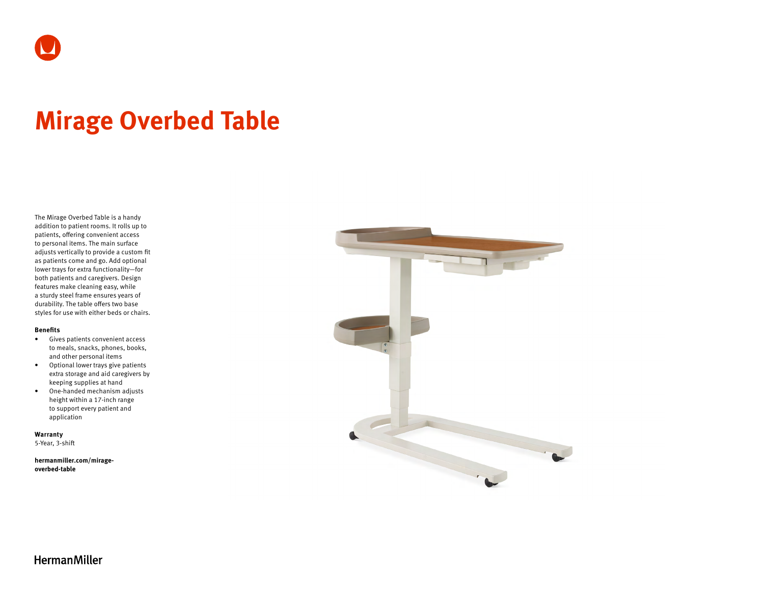# Mirage Overbed Table

The Mirage Overbed Table is a handy addition to patient rooms. It rolls up to patients, offering convenient access to personal items. The main surface adjusts vertically to provide a custom fit as patients come and go. Add optional lower trays for extra functionality—for both patients and caregivers. Design features make cleaning easy, while a sturdy steel frame ensures years of durability. The table offers two base styles for use with either beds or chairs.

**Benefits**

- Gives patients convenient access to meals, snacks, phones, books, and other personal items
- Optional lower trays give patients extra storage and aid caregivers by keeping supplies at hand
- One-handed mechanism adjusts height within a 17-inch range to support every patient and application

**Warranty**
5-Year, 3-shift

**hermanmiller.com/mirage-overbed-table**

HermanMiller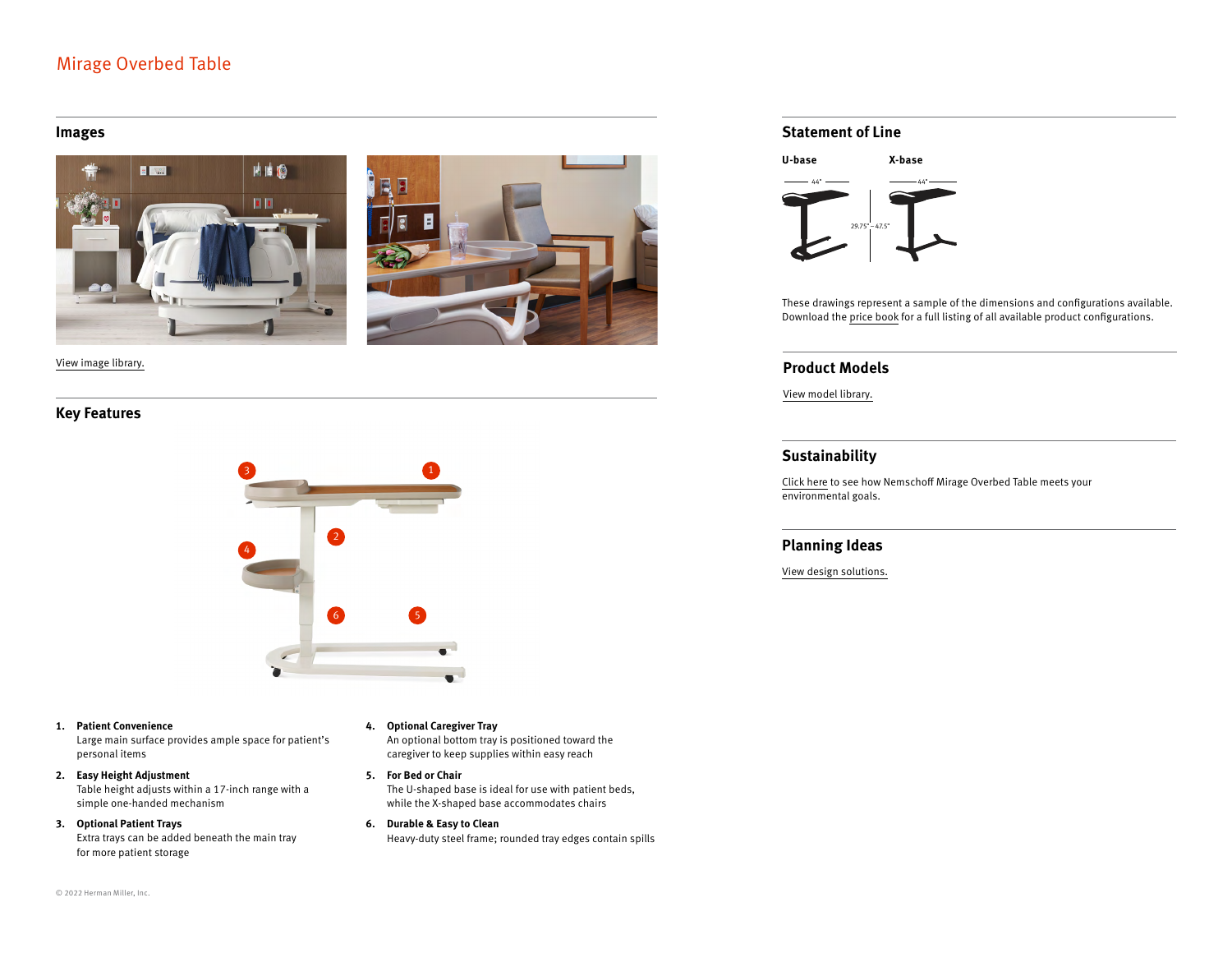# Mirage Overbed Table

## Images

View image library.

## Key Features

1
2
3
4
5
6

1. **Patient Convenience**
   Large main surface provides ample space for patient's personal items
2. **Easy Height Adjustment**
   Table height adjusts within a 17-inch range with a simple one-handed mechanism
3. **Optional Patient Trays**
   Extra trays can be added beneath the main tray for more patient storage
4. **Optional Caregiver Tray**
   An optional bottom tray is positioned toward the caregiver to keep supplies within easy reach
5. **For Bed or Chair**
   The U-shaped base is ideal for use with patient beds, while the X-shaped base accommodates chairs
6. **Durable & Easy to Clean**
   Heavy-duty steel frame; rounded tray edges contain spills

© 2022 Herman Miller, Inc.

## Statement of Line

**U-base**

**X-base**

44"

44"

29.75" – 47.5"

These drawings represent a sample of the dimensions and configurations available. Download the price book for a full listing of all available product configurations.

## Product Models

View model library.

## Sustainability

Click here to see how Nemschoff Mirage Overbed Table meets your environmental goals.

## Planning Ideas

View design solutions.